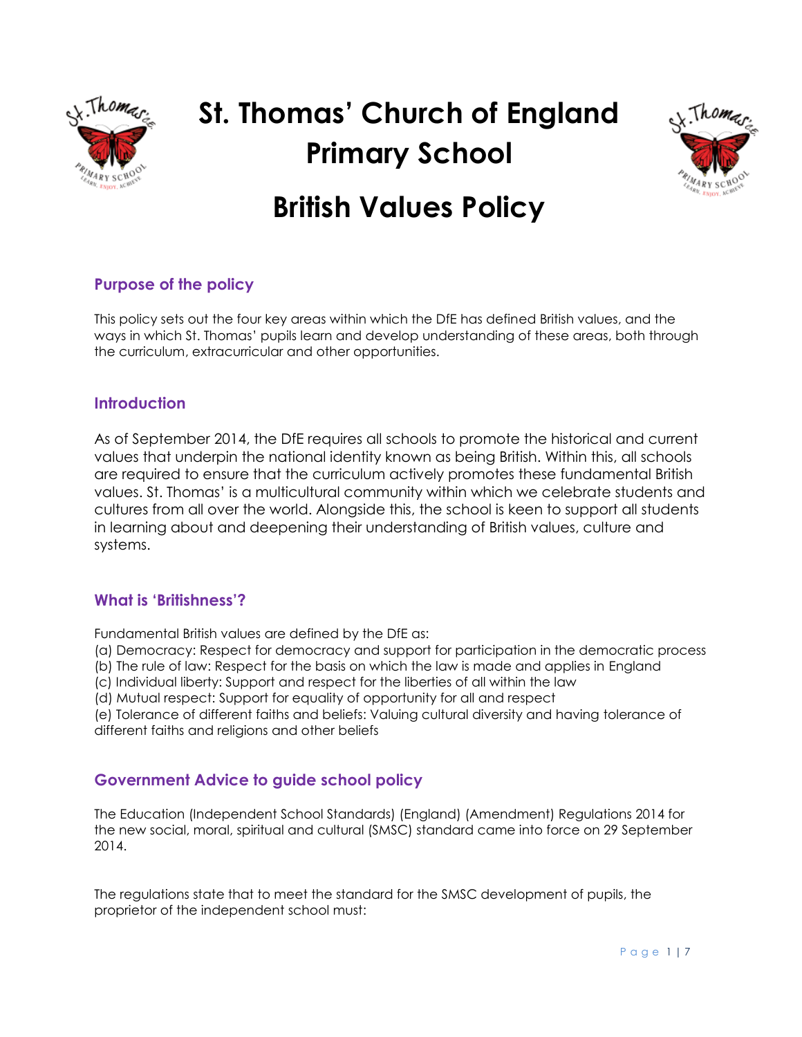# St. Thomas' Church of England Primary School

# British Values Policy

## Purpose of the policy

This policy sets out the four key areas within which the DfE has defined British values, and the ways in which St. Thomas' pupils learn and develop understanding of these areas, both through the curriculum, extracurricular and other opportunities.

## Introduction

As of September 2014, the DfE requires all schools to promote the historical and current values that underpin the national identity known as being British. Within this, all schools are required to ensure that the curriculum actively promotes these fundamental British values. St. Thomas' is a multicultural community within which we celebrate students and cultures from all over the world. Alongside this, the school is keen to support all students in learning about and deepening their understanding of British values, culture and systems.

## What is 'Britishness'?

Fundamental British values are defined by the DfE as:

(a) Democracy: Respect for democracy and support for participation in the democratic process
(b) The rule of law: Respect for the basis on which the law is made and applies in England
(c) Individual liberty: Support and respect for the liberties of all within the law
(d) Mutual respect: Support for equality of opportunity for all and respect
(e) Tolerance of different faiths and beliefs: Valuing cultural diversity and having tolerance of different faiths and religions and other beliefs

## Government Advice to guide school policy

The Education (Independent School Standards) (England) (Amendment) Regulations 2014 for the new social, moral, spiritual and cultural (SMSC) standard came into force on 29 September 2014.

The regulations state that to meet the standard for the SMSC development of pupils, the proprietor of the independent school must: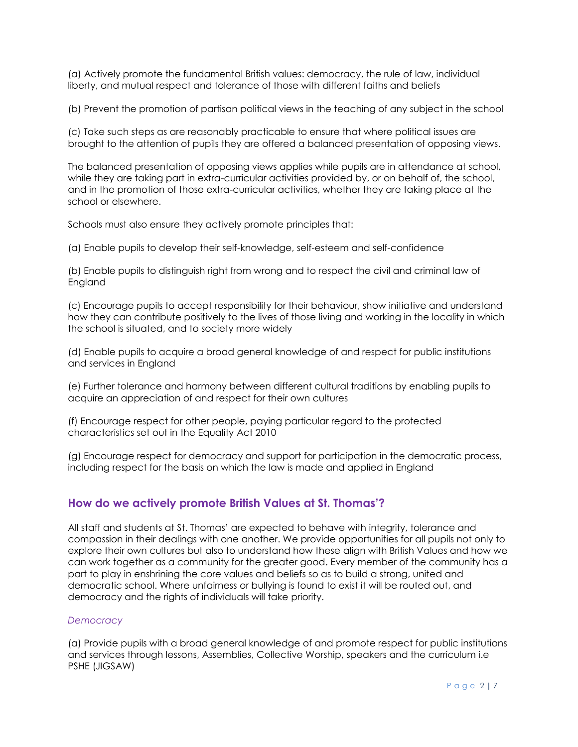(a) Actively promote the fundamental British values: democracy, the rule of law, individual liberty, and mutual respect and tolerance of those with different faiths and beliefs

(b) Prevent the promotion of partisan political views in the teaching of any subject in the school

(c) Take such steps as are reasonably practicable to ensure that where political issues are brought to the attention of pupils they are offered a balanced presentation of opposing views.

The balanced presentation of opposing views applies while pupils are in attendance at school, while they are taking part in extra-curricular activities provided by, or on behalf of, the school, and in the promotion of those extra-curricular activities, whether they are taking place at the school or elsewhere.

Schools must also ensure they actively promote principles that:

(a) Enable pupils to develop their self-knowledge, self-esteem and self-confidence

(b) Enable pupils to distinguish right from wrong and to respect the civil and criminal law of England

(c) Encourage pupils to accept responsibility for their behaviour, show initiative and understand how they can contribute positively to the lives of those living and working in the locality in which the school is situated, and to society more widely

(d) Enable pupils to acquire a broad general knowledge of and respect for public institutions and services in England

(e) Further tolerance and harmony between different cultural traditions by enabling pupils to acquire an appreciation of and respect for their own cultures

(f) Encourage respect for other people, paying particular regard to the protected characteristics set out in the Equality Act 2010

(g) Encourage respect for democracy and support for participation in the democratic process, including respect for the basis on which the law is made and applied in England

## How do we actively promote British Values at St. Thomas'?

All staff and students at St. Thomas' are expected to behave with integrity, tolerance and compassion in their dealings with one another. We provide opportunities for all pupils not only to explore their own cultures but also to understand how these align with British Values and how we can work together as a community for the greater good. Every member of the community has a part to play in enshrining the core values and beliefs so as to build a strong, united and democratic school. Where unfairness or bullying is found to exist it will be routed out, and democracy and the rights of individuals will take priority.

### *Democracy*

(a) Provide pupils with a broad general knowledge of and promote respect for public institutions and services through lessons, Assemblies, Collective Worship, speakers and the curriculum i.e PSHE (JIGSAW)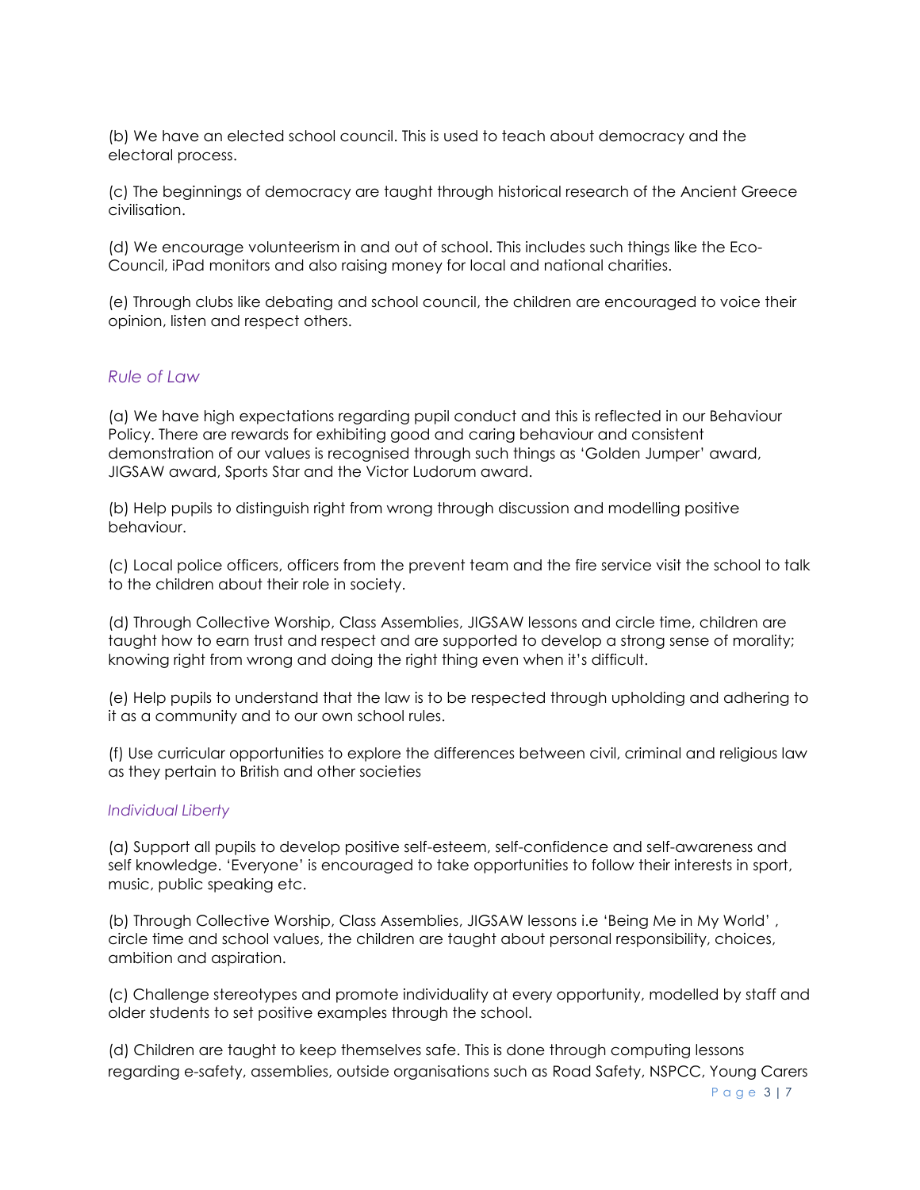(b) We have an elected school council. This is used to teach about democracy and the electoral process.

(c) The beginnings of democracy are taught through historical research of the Ancient Greece civilisation.

(d) We encourage volunteerism in and out of school. This includes such things like the Eco-Council, iPad monitors and also raising money for local and national charities.

(e) Through clubs like debating and school council, the children are encouraged to voice their opinion, listen and respect others.

### *Rule of Law*

(a) We have high expectations regarding pupil conduct and this is reflected in our Behaviour Policy. There are rewards for exhibiting good and caring behaviour and consistent demonstration of our values is recognised through such things as 'Golden Jumper' award, JIGSAW award, Sports Star and the Victor Ludorum award.

(b) Help pupils to distinguish right from wrong through discussion and modelling positive behaviour.

(c) Local police officers, officers from the prevent team and the fire service visit the school to talk to the children about their role in society.

(d) Through Collective Worship, Class Assemblies, JIGSAW lessons and circle time, children are taught how to earn trust and respect and are supported to develop a strong sense of morality; knowing right from wrong and doing the right thing even when it's difficult.

(e) Help pupils to understand that the law is to be respected through upholding and adhering to it as a community and to our own school rules.

(f) Use curricular opportunities to explore the differences between civil, criminal and religious law as they pertain to British and other societies

### *Individual Liberty*

(a) Support all pupils to develop positive self-esteem, self-confidence and self-awareness and self knowledge. 'Everyone' is encouraged to take opportunities to follow their interests in sport, music, public speaking etc.

(b) Through Collective Worship, Class Assemblies, JIGSAW lessons i.e 'Being Me in My World' , circle time and school values, the children are taught about personal responsibility, choices, ambition and aspiration.

(c) Challenge stereotypes and promote individuality at every opportunity, modelled by staff and older students to set positive examples through the school.

(d) Children are taught to keep themselves safe. This is done through computing lessons regarding e-safety, assemblies, outside organisations such as Road Safety, NSPCC, Young Carers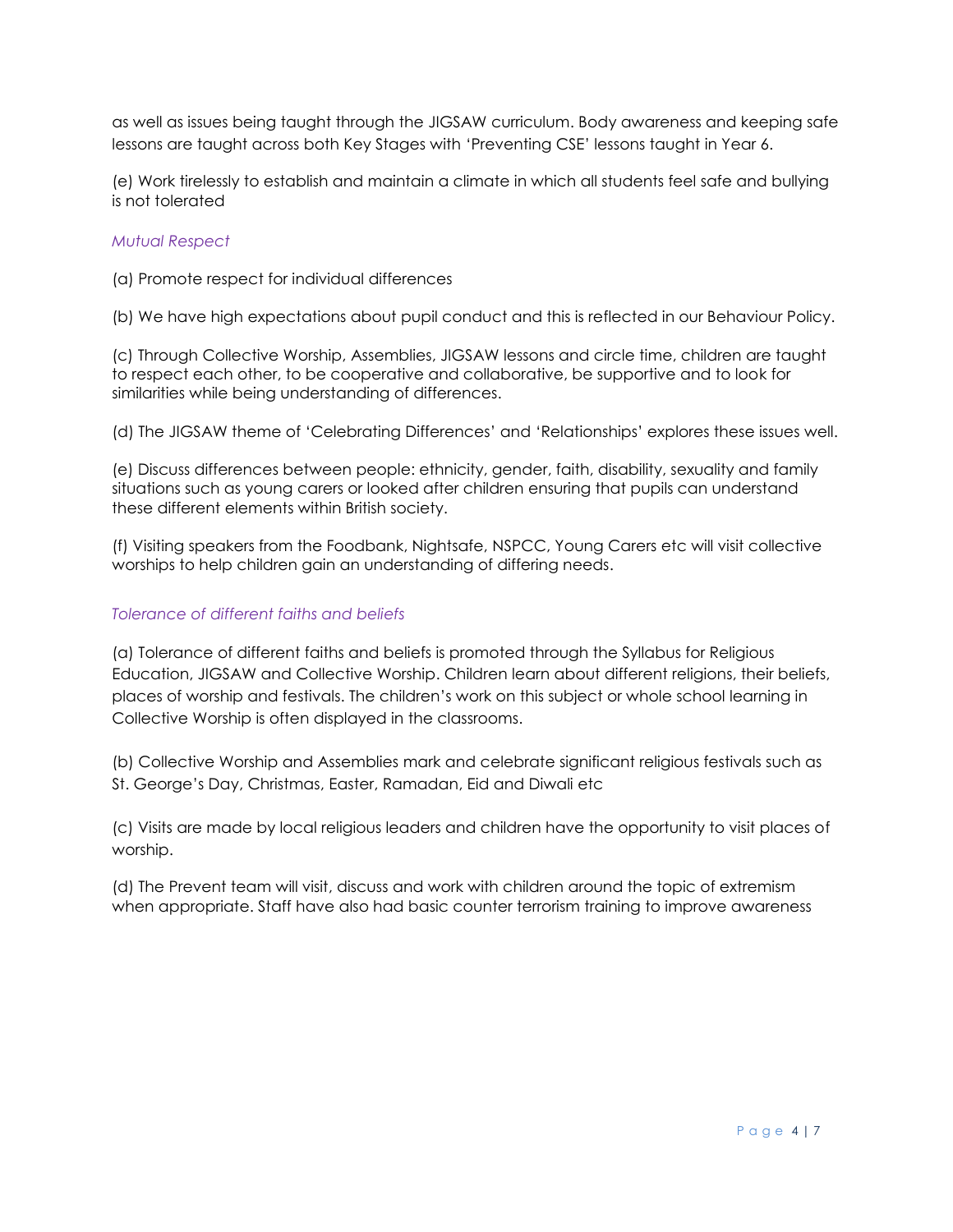as well as issues being taught through the JIGSAW curriculum. Body awareness and keeping safe lessons are taught across both Key Stages with 'Preventing CSE' lessons taught in Year 6.

(e) Work tirelessly to establish and maintain a climate in which all students feel safe and bullying is not tolerated

*Mutual Respect*

(a) Promote respect for individual differences

(b) We have high expectations about pupil conduct and this is reflected in our Behaviour Policy.

(c) Through Collective Worship, Assemblies, JIGSAW lessons and circle time, children are taught to respect each other, to be cooperative and collaborative, be supportive and to look for similarities while being understanding of differences.

(d) The JIGSAW theme of 'Celebrating Differences' and 'Relationships' explores these issues well.

(e) Discuss differences between people: ethnicity, gender, faith, disability, sexuality and family situations such as young carers or looked after children ensuring that pupils can understand these different elements within British society.

(f) Visiting speakers from the Foodbank, Nightsafe, NSPCC, Young Carers etc will visit collective worships to help children gain an understanding of differing needs.

*Tolerance of different faiths and beliefs*

(a) Tolerance of different faiths and beliefs is promoted through the Syllabus for Religious Education, JIGSAW and Collective Worship. Children learn about different religions, their beliefs, places of worship and festivals. The children's work on this subject or whole school learning in Collective Worship is often displayed in the classrooms.

(b) Collective Worship and Assemblies mark and celebrate significant religious festivals such as St. George's Day, Christmas, Easter, Ramadan, Eid and Diwali etc

(c) Visits are made by local religious leaders and children have the opportunity to visit places of worship.

(d) The Prevent team will visit, discuss and work with children around the topic of extremism when appropriate. Staff have also had basic counter terrorism training to improve awareness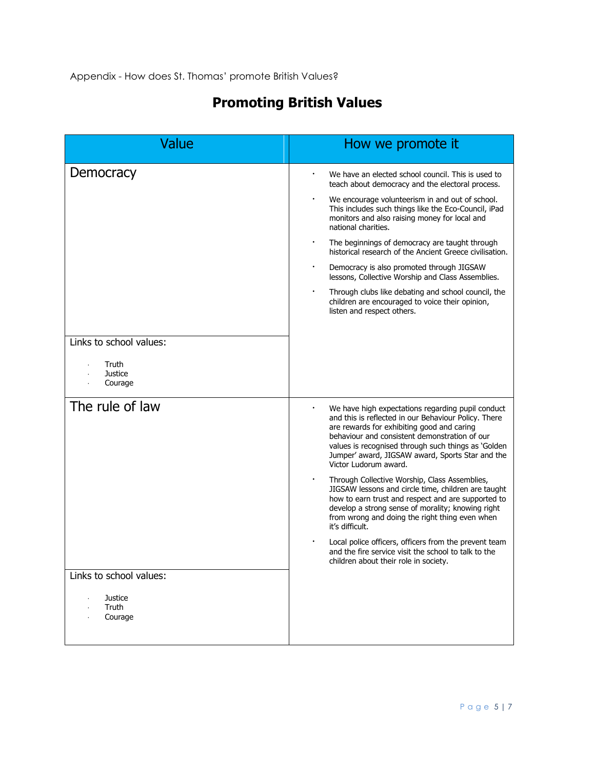Appendix - How does St. Thomas' promote British Values?

# Promoting British Values

| Value | How we promote it |
|---|---|
| Democracy<br><br>Links to school values:<br>· Truth<br>· Justice<br>· Courage | • We have an elected school council. This is used to teach about democracy and the electoral process.<br>• We encourage volunteerism in and out of school. This includes such things like the Eco-Council, iPad monitors and also raising money for local and national charities.<br>• The beginnings of democracy are taught through historical research of the Ancient Greece civilisation.<br>• Democracy is also promoted through JIGSAW lessons, Collective Worship and Class Assemblies.<br>• Through clubs like debating and school council, the children are encouraged to voice their opinion, listen and respect others. |
| The rule of law<br><br>Links to school values:<br>· Justice<br>· Truth<br>· Courage | • We have high expectations regarding pupil conduct and this is reflected in our Behaviour Policy. There are rewards for exhibiting good and caring behaviour and consistent demonstration of our values is recognised through such things as 'Golden Jumper' award, JIGSAW award, Sports Star and the Victor Ludorum award.<br>• Through Collective Worship, Class Assemblies, JIGSAW lessons and circle time, children are taught how to earn trust and respect and are supported to develop a strong sense of morality; knowing right from wrong and doing the right thing even when it's difficult.<br>• Local police officers, officers from the prevent team and the fire service visit the school to talk to the children about their role in society. |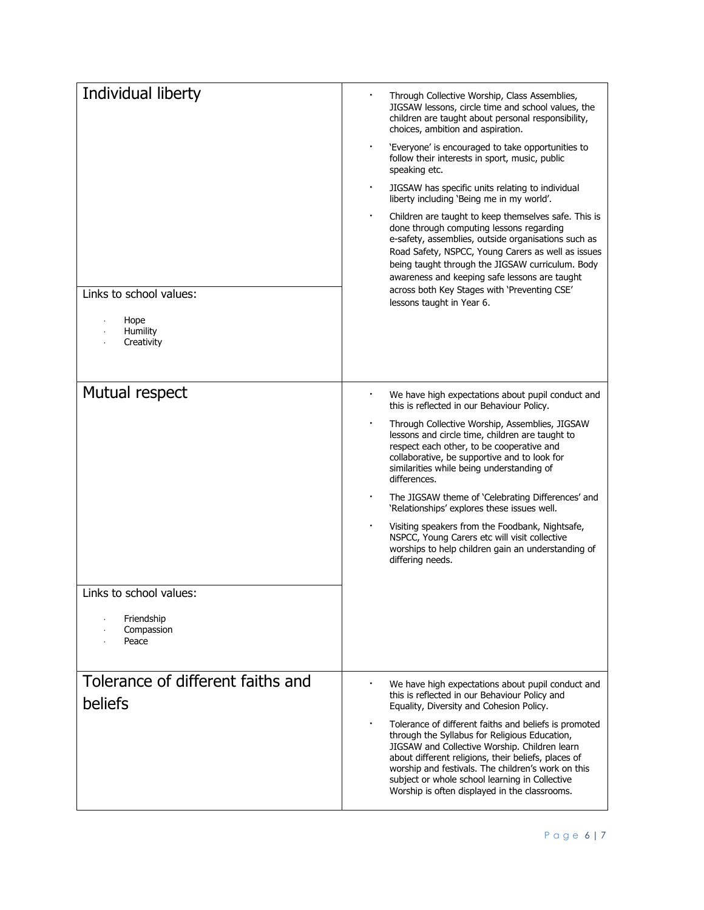| | |
|---|---|
| Individual liberty<br><br>Links to school values:<br>- Hope<br>- Humility<br>- Creativity | - Through Collective Worship, Class Assemblies, JIGSAW lessons, circle time and school values, the children are taught about personal responsibility, choices, ambition and aspiration.<br>- 'Everyone' is encouraged to take opportunities to follow their interests in sport, music, public speaking etc.<br>- JIGSAW has specific units relating to individual liberty including 'Being me in my world'.<br>- Children are taught to keep themselves safe. This is done through computing lessons regarding e-safety, assemblies, outside organisations such as Road Safety, NSPCC, Young Carers as well as issues being taught through the JIGSAW curriculum. Body awareness and keeping safe lessons are taught across both Key Stages with 'Preventing CSE' lessons taught in Year 6. |
| Mutual respect<br><br>Links to school values:<br>- Friendship<br>- Compassion<br>- Peace | - We have high expectations about pupil conduct and this is reflected in our Behaviour Policy.<br>- Through Collective Worship, Assemblies, JIGSAW lessons and circle time, children are taught to respect each other, to be cooperative and collaborative, be supportive and to look for similarities while being understanding of differences.<br>- The JIGSAW theme of 'Celebrating Differences' and 'Relationships' explores these issues well.<br>- Visiting speakers from the Foodbank, Nightsafe, NSPCC, Young Carers etc will visit collective worships to help children gain an understanding of differing needs. |
| Tolerance of different faiths and beliefs | - We have high expectations about pupil conduct and this is reflected in our Behaviour Policy and Equality, Diversity and Cohesion Policy.<br>- Tolerance of different faiths and beliefs is promoted through the Syllabus for Religious Education, JIGSAW and Collective Worship. Children learn about different religions, their beliefs, places of worship and festivals. The children's work on this subject or whole school learning in Collective Worship is often displayed in the classrooms. |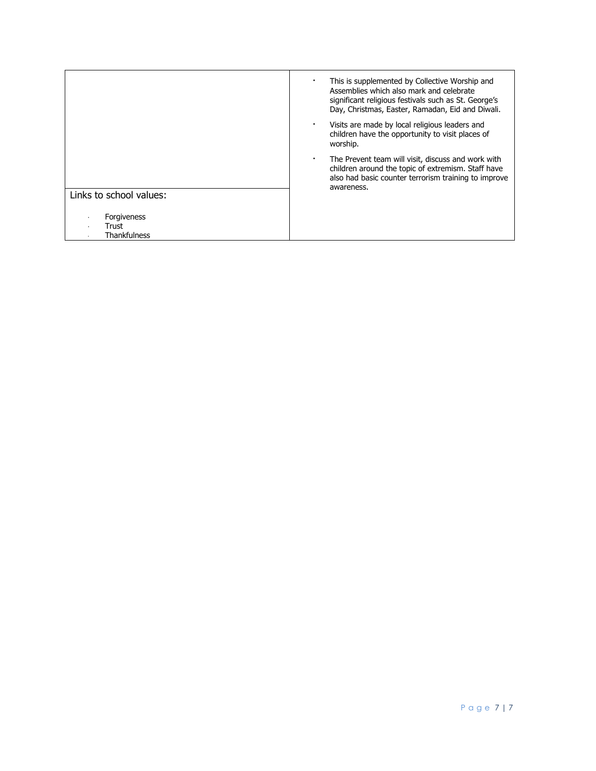| | |
|---|---|
| Links to school values:<br><br>- Forgiveness<br>- Trust<br>- Thankfulness | - This is supplemented by Collective Worship and Assemblies which also mark and celebrate significant religious festivals such as St. George's Day, Christmas, Easter, Ramadan, Eid and Diwali.<br>- Visits are made by local religious leaders and children have the opportunity to visit places of worship.<br>- The Prevent team will visit, discuss and work with children around the topic of extremism. Staff have also had basic counter terrorism training to improve awareness. |